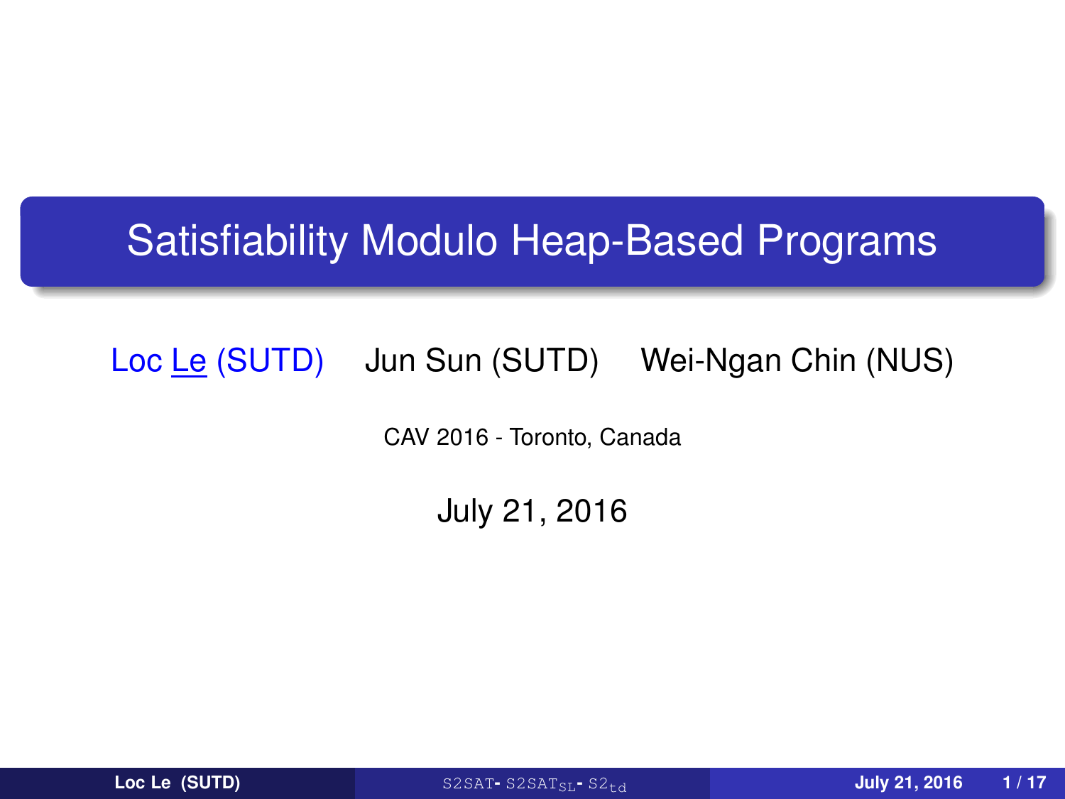# Satisfiability Modulo Heap-Based Programs

Loc Le (SUTD) Jun Sun (SUTD) Wei-Ngan Chin (NUS)

CAV 2016 - Toronto, Canada

July 21, 2016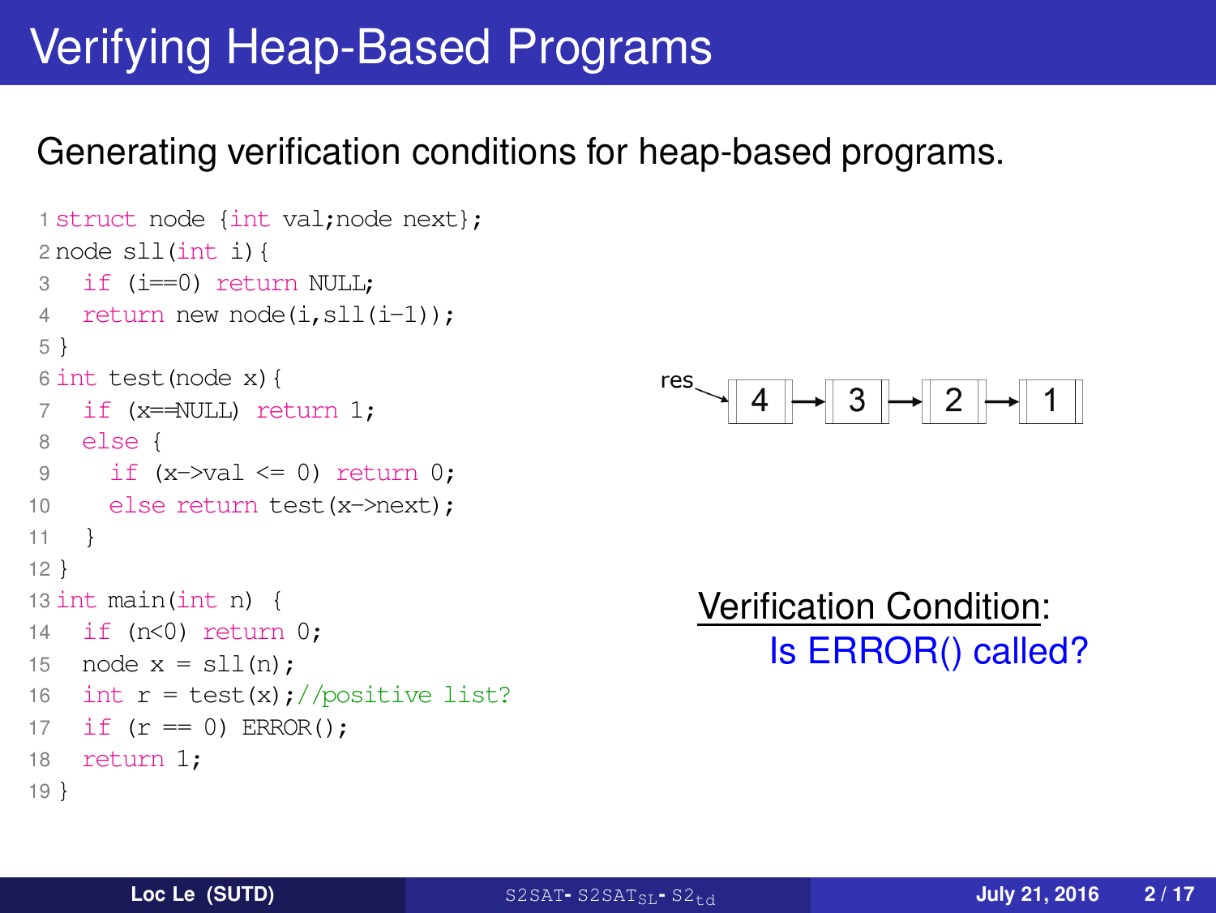# Verifying Heap-Based Programs

Generating verification conditions for heap-based programs.

```
1 struct node {int val;node next};
2 node sll(int i){
3   if (i==0) return NULL;
4   return new node(i,sll(i-1));
5 }
6 int test(node x){
7   if (x==NULL) return 1;
8   else {
9     if (x->val <= 0) return 0;
10    else return test(x->next);
11  }
12 }
13 int main(int n) {
14   if (n<0) return 0;
15   node x = sll(n);
16   int r = test(x);//positive list?
17   if (r == 0) ERROR();
18   return 1;
19 }
```

res → 4 → 3 → 2 → 1

Verification Condition:

Is ERROR() called?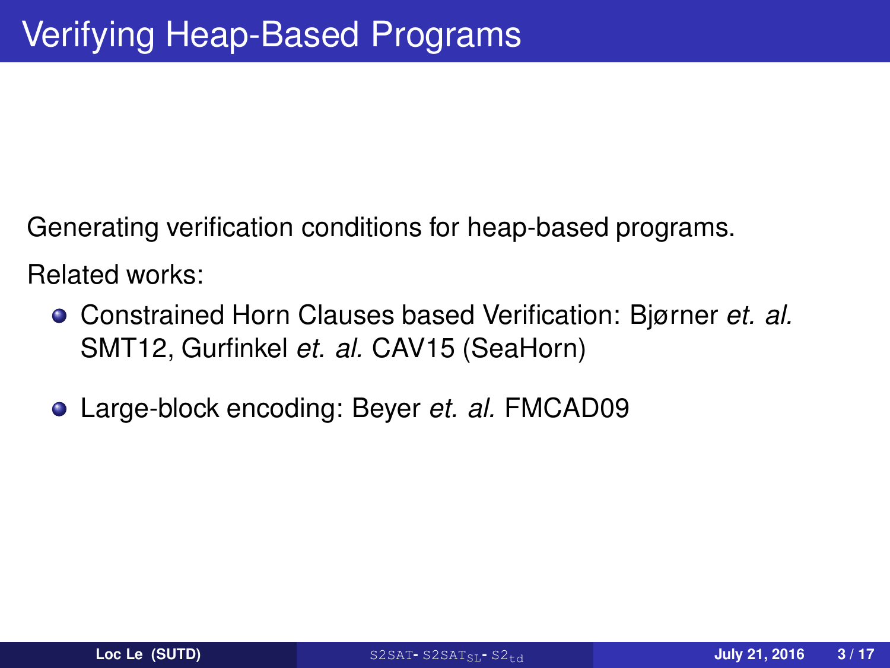# Verifying Heap-Based Programs

Generating verification conditions for heap-based programs.

Related works:

- Constrained Horn Clauses based Verification: Bjørner *et. al.* SMT12, Gurfinkel *et. al.* CAV15 (SeaHorn)
- Large-block encoding: Beyer *et. al.* FMCAD09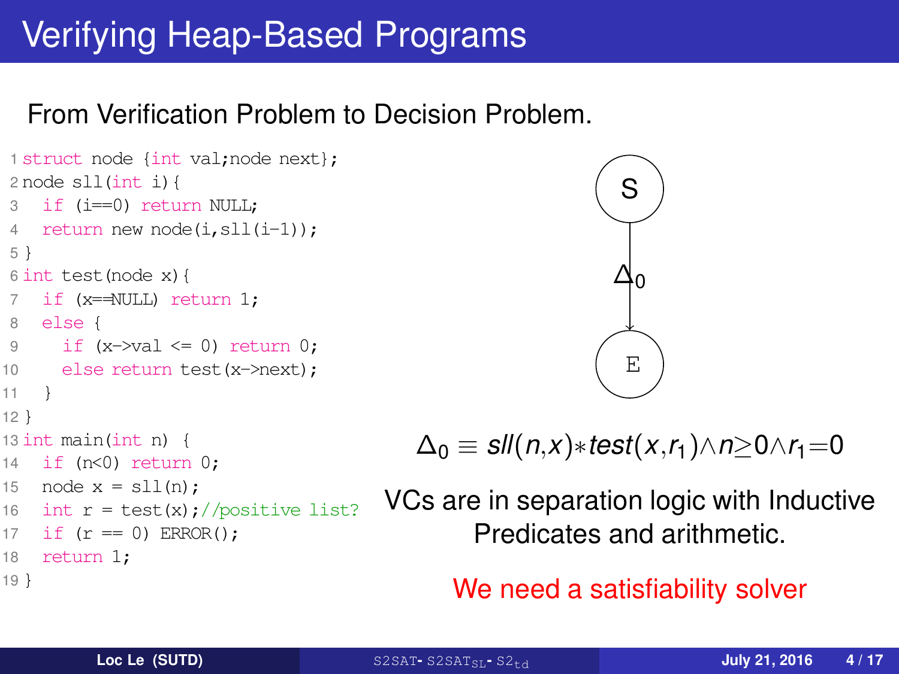# Verifying Heap-Based Programs

From Verification Problem to Decision Problem.

```
1 struct node {int val;node next};
2 node sll(int i){
3   if (i==0) return NULL;
4   return new node(i,sll(i-1));
5 }
6 int test(node x){
7   if (x==NULL) return 1;
8   else {
9     if (x->val <= 0) return 0;
10    else return test(x->next);
11  }
12 }
13 int main(int n) {
14   if (n<0) return 0;
15   node x = sll(n);
16   int r = test(x);//positive list?
17   if (r == 0) ERROR();
18   return 1;
19 }
```

S → E (edge labeled $\Delta_0$)

$$\Delta_0 \equiv \mathit{sll}(n,x) * \mathit{test}(x,r_1) \wedge n \geq 0 \wedge r_1 = 0$$

VCs are in separation logic with Inductive Predicates and arithmetic.

We need a satisfiability solver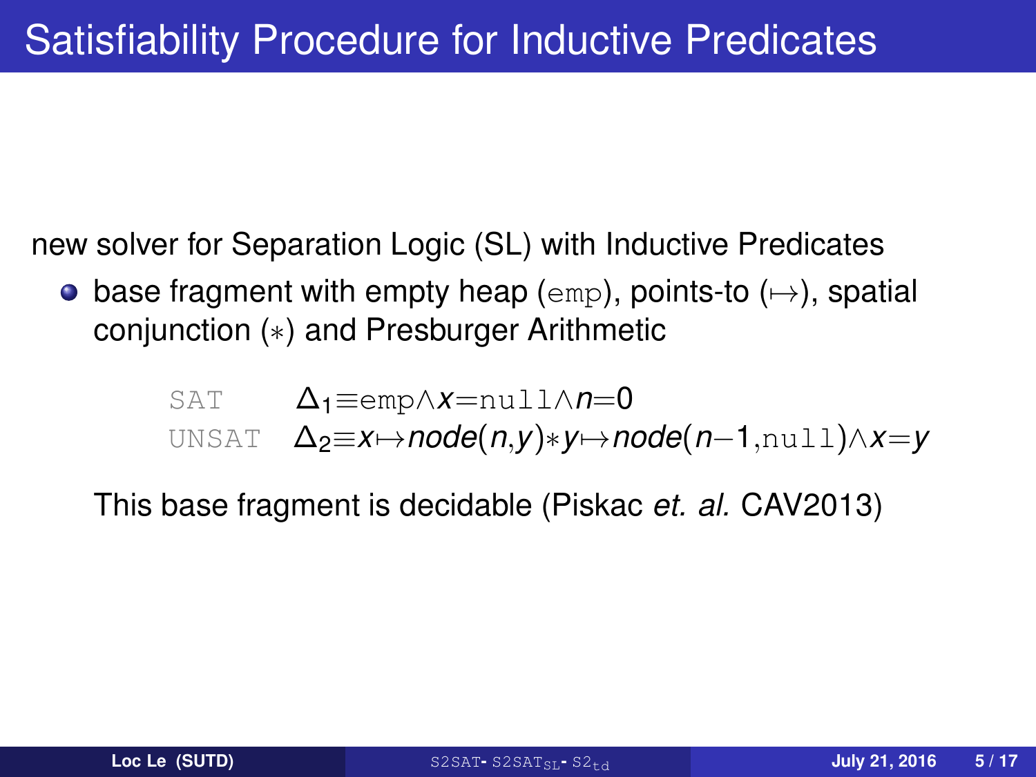# Satisfiability Procedure for Inductive Predicates

new solver for Separation Logic (SL) with Inductive Predicates

- base fragment with empty heap ($\texttt{emp}$), points-to ($\mapsto$), spatial conjunction ($*$) and Presburger Arithmetic

  SAT $\Delta_1 \equiv \texttt{emp} \wedge x = \texttt{null} \wedge n = 0$

  UNSAT $\Delta_2 \equiv x \mapsto node(n, y) * y \mapsto node(n-1, \texttt{null}) \wedge x = y$

  This base fragment is decidable (Piskac *et. al.* CAV2013)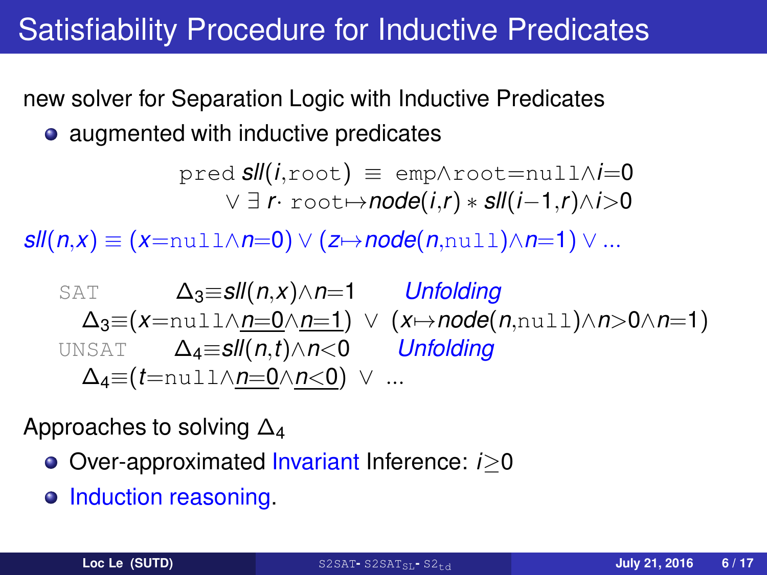# Satisfiability Procedure for Inductive Predicates

new solver for Separation Logic with Inductive Predicates

- augmented with inductive predicates

$$\texttt{pred}\ sll(i,\texttt{root}) \equiv \texttt{emp} \wedge \texttt{root}{=}\texttt{null} \wedge i{=}0$$
$$\vee \exists\, r \cdot \texttt{root} \mapsto node(i,r) * sll(i{-}1,r) \wedge i{>}0$$

$sll(n,x) \equiv (x{=}\texttt{null} \wedge n{=}0) \vee (z \mapsto node(n,\texttt{null}) \wedge n{=}1) \vee ...$

SAT $\quad \Delta_3 \equiv sll(n,x) \wedge n{=}1$ *Unfolding*

$$\Delta_3 \equiv (x{=}\texttt{null} \wedge \underline{n{=}0} \wedge \underline{n{=}1}) \vee (x \mapsto node(n,\texttt{null}) \wedge n{>}0 \wedge n{=}1)$$

UNSAT $\quad \Delta_4 \equiv sll(n,t) \wedge n{<}0$ *Unfolding*

$$\Delta_4 \equiv (t{=}\texttt{null} \wedge \underline{n{=}0} \wedge \underline{n{<}0}) \vee ...$$

Approaches to solving $\Delta_4$

- Over-approximated Invariant Inference: $i{\geq}0$
- Induction reasoning.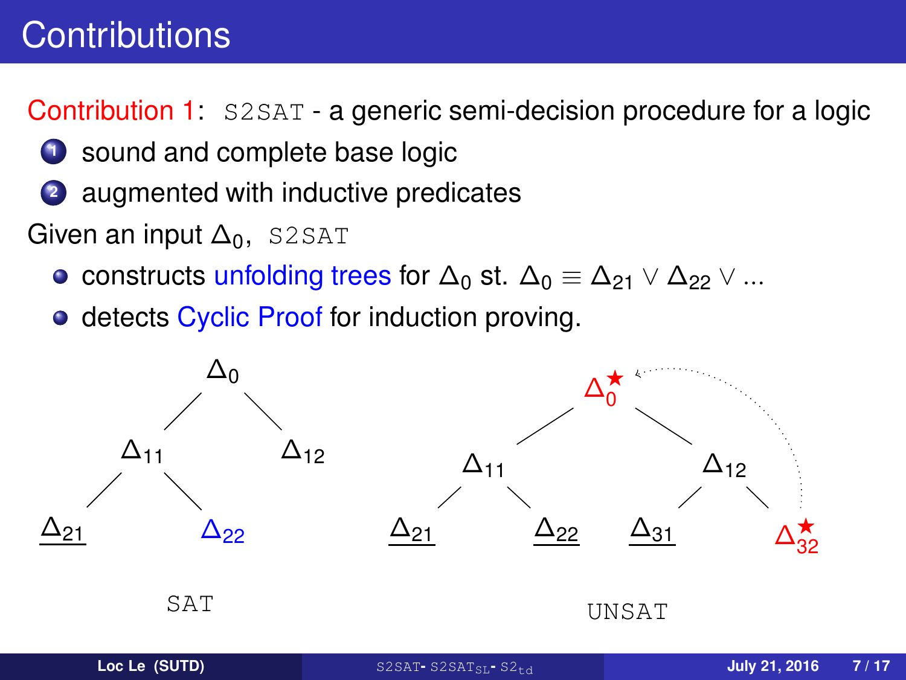# Contributions

Contribution 1: `S2SAT` - a generic semi-decision procedure for a logic

1. sound and complete base logic
2. augmented with inductive predicates

Given an input $\Delta_0$, `S2SAT`

- constructs unfolding trees for $\Delta_0$ st. $\Delta_0 \equiv \Delta_{21} \vee \Delta_{22} \vee ...$
- detects Cyclic Proof for induction proving.

$\Delta_0$ → $\Delta_{11}$, $\Delta_{12}$; $\Delta_{11}$ → $\underline{\Delta_{21}}$, $\Delta_{22}$

SAT

$\Delta_0^{\star}$ → $\Delta_{11}$, $\Delta_{12}$; $\Delta_{11}$ → $\underline{\Delta_{21}}$, $\underline{\Delta_{22}}$; $\Delta_{12}$ → $\underline{\Delta_{31}}$, $\Delta_{32}^{\star}$ (back-link from $\Delta_{32}^{\star}$ to $\Delta_0^{\star}$)

UNSAT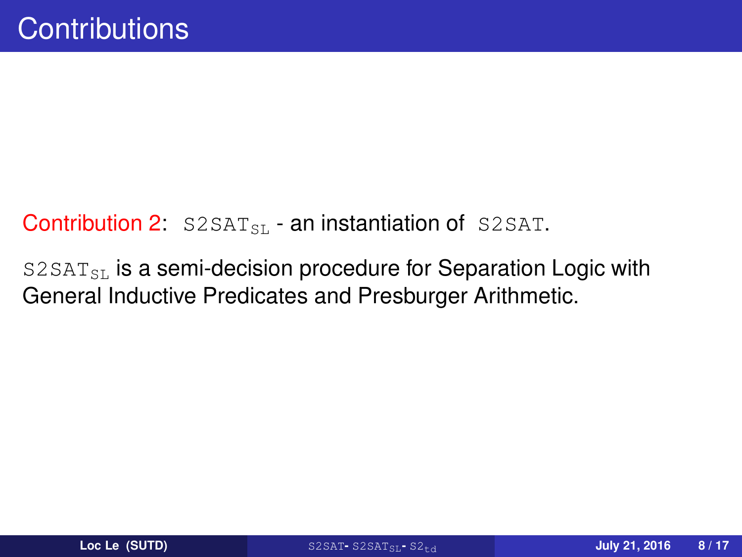# Contributions

Contribution 2: $\texttt{S2SAT}_{\texttt{SL}}$ - an instantiation of $\texttt{S2SAT}$.

$\texttt{S2SAT}_{\texttt{SL}}$ is a semi-decision procedure for Separation Logic with General Inductive Predicates and Presburger Arithmetic.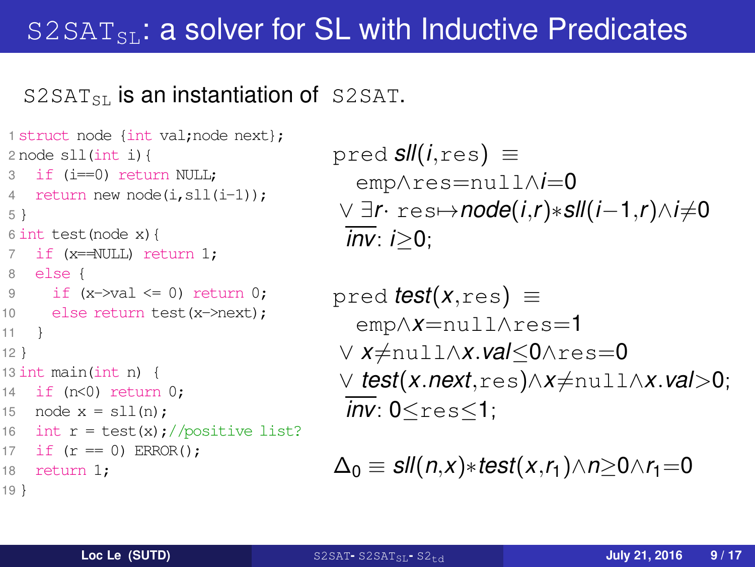# S2SAT$_{\text{SL}}$: a solver for SL with Inductive Predicates

S2SAT$_{\text{SL}}$ is an instantiation of S2SAT.

```
1  struct node {int val;node next};
2  node sll(int i){
3    if (i==0) return NULL;
4    return new node(i,sll(i-1));
5  }
6  int test(node x){
7    if (x==NULL) return 1;
8    else {
9      if (x->val <= 0) return 0;
10     else return test(x->next);
11   }
12 }
13 int main(int n) {
14   if (n<0) return 0;
15   node x = sll(n);
16   int r = test(x);//positive list?
17   if (r == 0) ERROR();
18   return 1;
19 }
```

pred $sll(i,\texttt{res}) \equiv$
$\quad \texttt{emp} \wedge \texttt{res}{=}\texttt{null} \wedge i{=}0$
$\vee\ \exists r \cdot \texttt{res} {\mapsto} node(i,r) {*} sll(i{-}1,r) \wedge i{\neq}0$
$\overline{inv}$: $i{\geq}0$;

pred $test(x,\texttt{res}) \equiv$
$\quad \texttt{emp} \wedge x{=}\texttt{null} \wedge \texttt{res}{=}1$
$\vee\ x{\neq}\texttt{null} \wedge x.val{\leq}0 \wedge \texttt{res}{=}0$
$\vee\ test(x.next,\texttt{res}) \wedge x{\neq}\texttt{null} \wedge x.val{>}0$;
$\overline{inv}$: $0{\leq}\texttt{res}{\leq}1$;

$$\Delta_0 \equiv sll(n,x) {*} test(x,r_1) \wedge n{\geq}0 \wedge r_1{=}0$$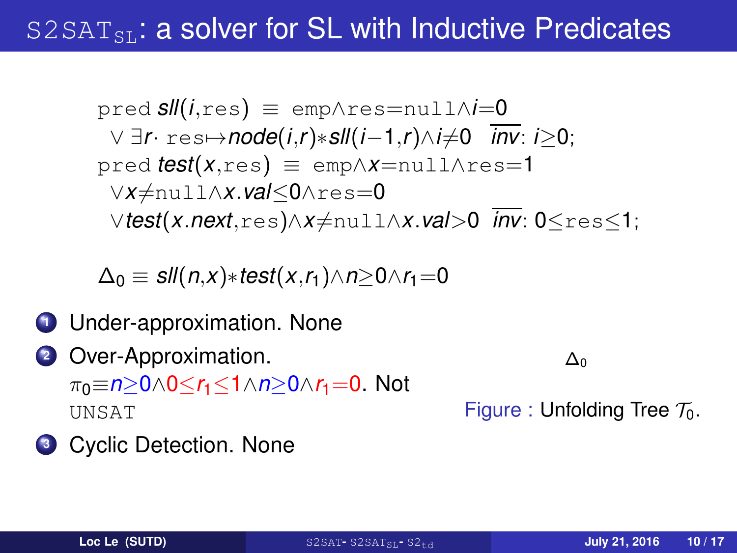## $\texttt{S2SAT}_{\texttt{SL}}$: a solver for SL with Inductive Predicates

$$\texttt{pred}\ sll(i,\texttt{res}) \equiv \texttt{emp}\wedge\texttt{res}{=}\texttt{null}\wedge i{=}0$$
$$\vee\ \exists r\cdot\ \texttt{res}{\mapsto}node(i,r){*}sll(i{-}1,r)\wedge i{\neq}0 \quad \overline{inv}\colon i{\geq}0;$$
$$\texttt{pred}\ test(x,\texttt{res}) \equiv \texttt{emp}\wedge x{=}\texttt{null}\wedge\texttt{res}{=}1$$
$$\vee x{\neq}\texttt{null}\wedge x.val{\leq}0\wedge\texttt{res}{=}0$$
$$\vee test(x.next,\texttt{res})\wedge x{\neq}\texttt{null}\wedge x.val{>}0 \quad \overline{inv}\colon 0{\leq}\texttt{res}{\leq}1;$$

$$\Delta_0 \equiv sll(n,x){*}test(x,r_1)\wedge n{\geq}0\wedge r_1{=}0$$

1. Under-approximation. None
2. Over-Approximation. $\pi_0{\equiv}n{\geq}0\wedge 0{\leq}r_1{\leq}1\wedge n{\geq}0\wedge r_1{=}0$. Not `UNSAT`
3. Cyclic Detection. None

$\Delta_0$

Figure : Unfolding Tree $\mathcal{T}_0$.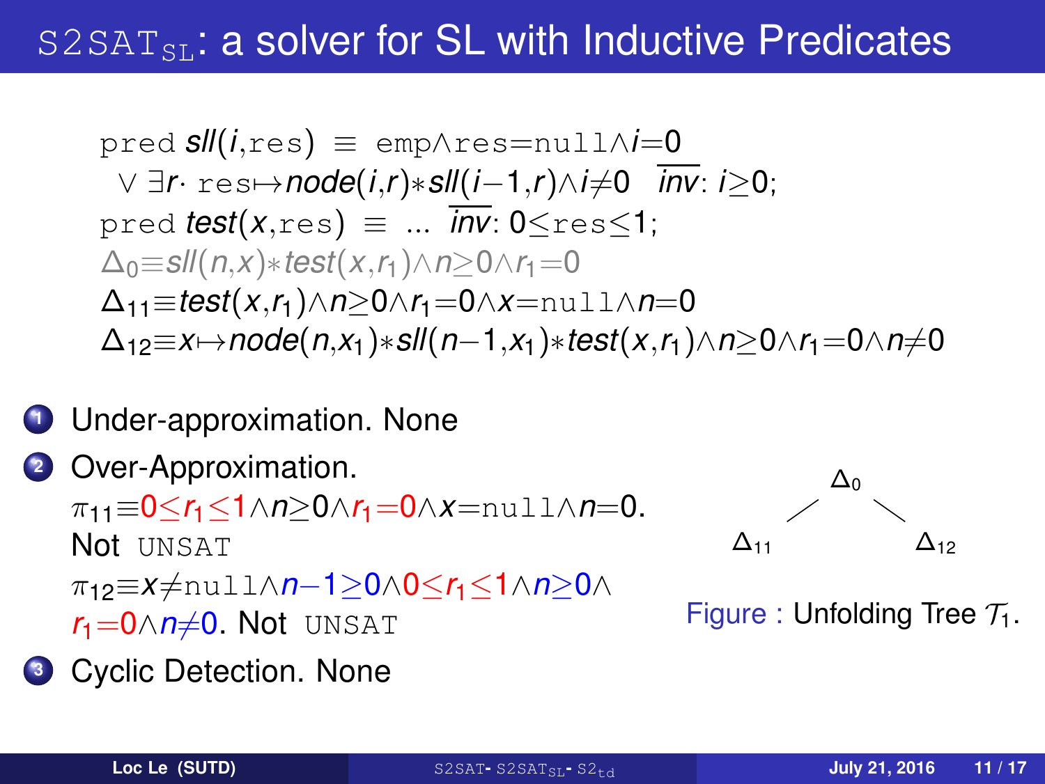# $\texttt{S2SAT}_{\texttt{SL}}$: a solver for SL with Inductive Predicates

$$\texttt{pred}\ \mathit{sll}(i,\texttt{res}) \equiv \texttt{emp} \wedge \texttt{res}{=}\texttt{null} \wedge i{=}0$$
$$\vee\ \exists r \cdot \texttt{res} \mapsto \mathit{node}(i,r) * \mathit{sll}(i-1,r) \wedge i \neq 0 \quad \overline{\mathit{inv}}: i \geq 0;$$
$$\texttt{pred}\ \mathit{test}(x,\texttt{res}) \equiv \ ... \quad \overline{\mathit{inv}}: 0 \leq \texttt{res} \leq 1;$$
$$\Delta_0 \equiv \mathit{sll}(n,x) * \mathit{test}(x,r_1) \wedge n \geq 0 \wedge r_1 = 0$$
$$\Delta_{11} \equiv \mathit{test}(x,r_1) \wedge n \geq 0 \wedge r_1 = 0 \wedge x = \texttt{null} \wedge n = 0$$
$$\Delta_{12} \equiv x \mapsto \mathit{node}(n,x_1) * \mathit{sll}(n-1,x_1) * \mathit{test}(x,r_1) \wedge n \geq 0 \wedge r_1 = 0 \wedge n \neq 0$$

1. Under-approximation. None
2. Over-Approximation.
   $\pi_{11} \equiv 0 \leq r_1 \leq 1 \wedge n \geq 0 \wedge r_1 = 0 \wedge x = \texttt{null} \wedge n = 0$.
   Not UNSAT
   $\pi_{12} \equiv x \neq \texttt{null} \wedge n-1 \geq 0 \wedge 0 \leq r_1 \leq 1 \wedge n \geq 0 \wedge r_1 = 0 \wedge n \neq 0$. Not UNSAT
3. Cyclic Detection. None

$\Delta_0$ → $\Delta_{11}$, $\Delta_{12}$

Figure : Unfolding Tree $\mathcal{T}_1$.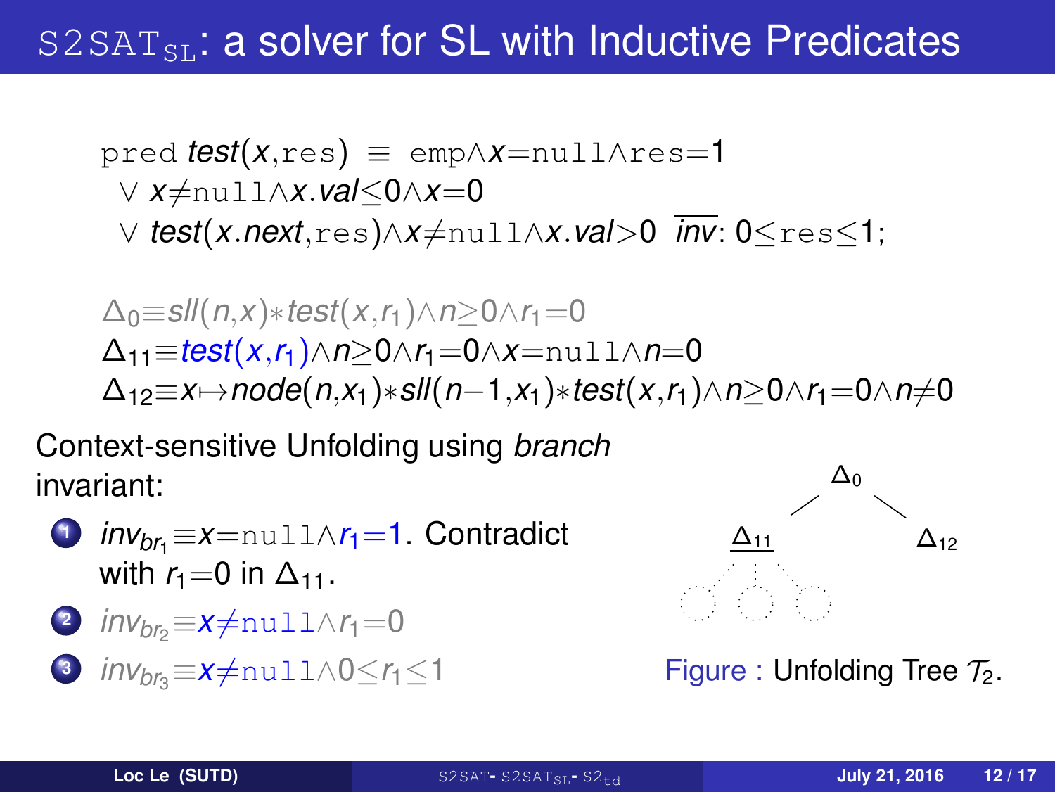# $\texttt{S2SAT}_{\texttt{SL}}$: a solver for SL with Inductive Predicates

$$\texttt{pred}\ \textit{test}(x,\texttt{res}) \equiv \texttt{emp} \wedge x{=}\texttt{null} \wedge \texttt{res}{=}1$$
$$\vee\ x{\neq}\texttt{null} \wedge x.val{\leq}0 \wedge x{=}0$$
$$\vee\ \textit{test}(x.next,\texttt{res}) \wedge x{\neq}\texttt{null} \wedge x.val{>}0\ \ \overline{inv}: 0{\leq}\texttt{res}{\leq}1;$$

$\Delta_0 \equiv sll(n,x) * test(x,r_1) \wedge n{\geq}0 \wedge r_1{=}0$

$\Delta_{11} \equiv test(x,r_1) \wedge n{\geq}0 \wedge r_1{=}0 \wedge x{=}\texttt{null} \wedge n{=}0$

$\Delta_{12} \equiv x{\mapsto}node(n,x_1) * sll(n{-}1,x_1) * test(x,r_1) \wedge n{\geq}0 \wedge r_1{=}0 \wedge n{\neq}0$

Context-sensitive Unfolding using *branch* invariant:

1. $inv_{br_1} \equiv x{=}\texttt{null} \wedge r_1{=}1$. Contradict with $r_1{=}0$ in $\Delta_{11}$.
2. $inv_{br_2} \equiv x{\neq}\texttt{null} \wedge r_1{=}0$
3. $inv_{br_3} \equiv x{\neq}\texttt{null} \wedge 0{\leq}r_1{\leq}1$

Figure : Unfolding Tree $\mathcal{T}_2$.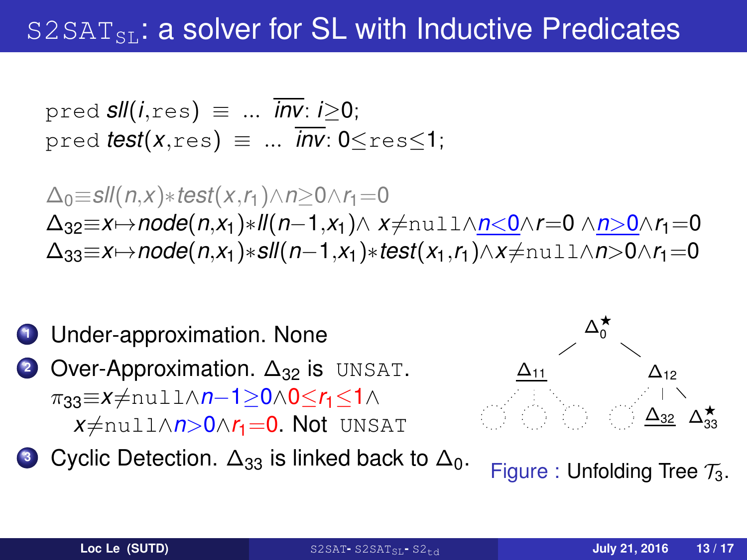# $\mathtt{S2SAT}_{\mathtt{SL}}$: a solver for SL with Inductive Predicates

pred $sll(i,\mathtt{res}) \equiv \ldots\ \overline{inv}: i \geq 0;$
pred $test(x,\mathtt{res}) \equiv \ldots\ \overline{inv}: 0 \leq \mathtt{res} \leq 1;$

$\Delta_0 \equiv sll(n,x) * test(x,r_1) \wedge n \geq 0 \wedge r_1 = 0$
$\Delta_{32} \equiv x \mapsto node(n,x_1) * ll(n-1,x_1) \wedge x \neq \mathtt{null} \wedge \underline{n<0} \wedge r=0 \wedge \underline{n>0} \wedge r_1 = 0$
$\Delta_{33} \equiv x \mapsto node(n,x_1) * sll(n-1,x_1) * test(x_1,r_1) \wedge x \neq \mathtt{null} \wedge n>0 \wedge r_1 = 0$

1. Under-approximation. None
2. Over-Approximation. $\Delta_{32}$ is UNSAT.
   $\pi_{33} \equiv x \neq \mathtt{null} \wedge n-1 \geq 0 \wedge 0 \leq r_1 \leq 1 \wedge x \neq \mathtt{null} \wedge n>0 \wedge r_1=0$. Not UNSAT
3. Cyclic Detection. $\Delta_{33}$ is linked back to $\Delta_0$.

Figure : Unfolding Tree $\mathcal{T}_3$.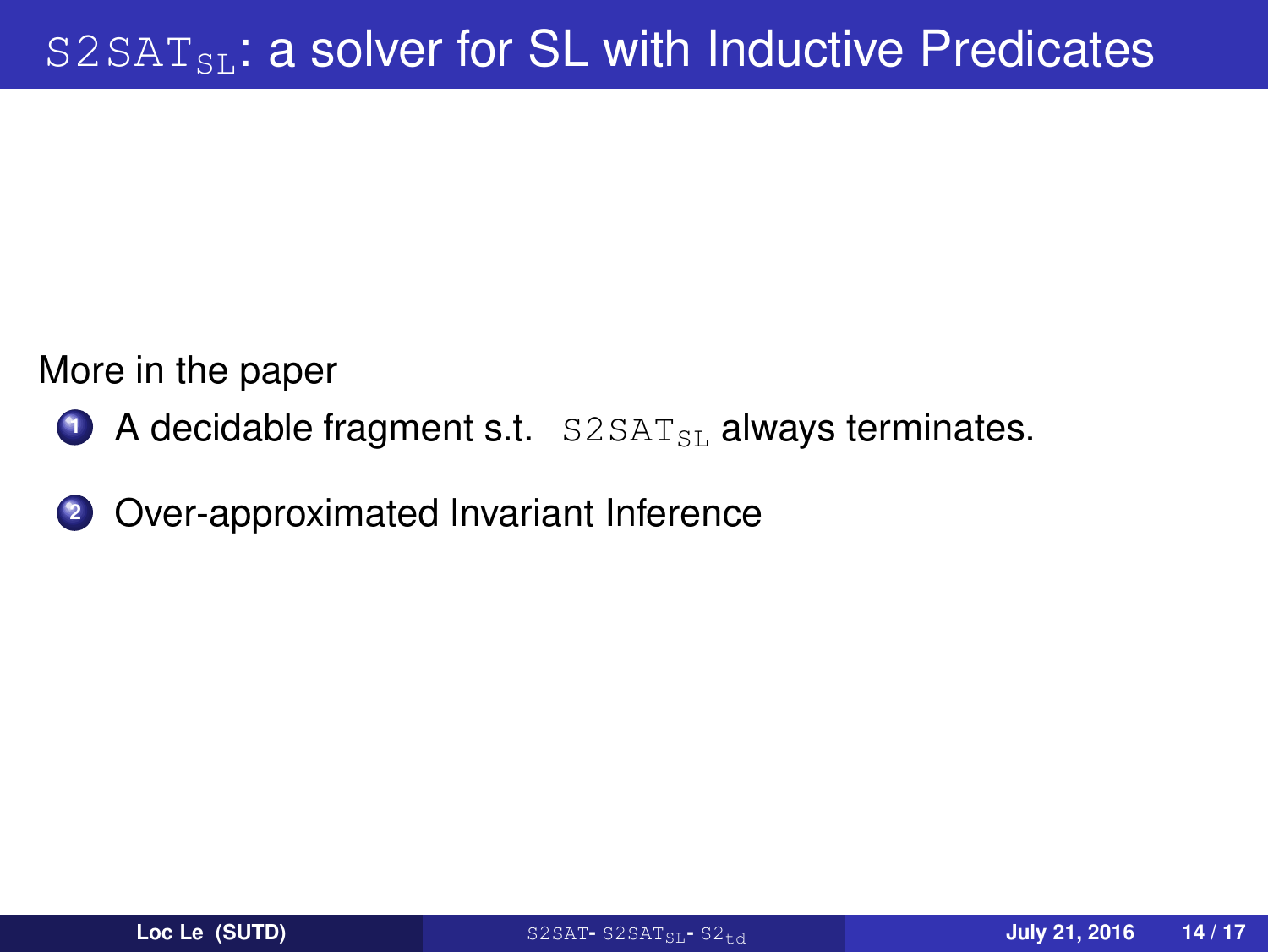# $\texttt{S2SAT}_{\texttt{SL}}$: a solver for SL with Inductive Predicates

More in the paper

1. A decidable fragment s.t. $\texttt{S2SAT}_{\texttt{SL}}$ always terminates.
2. Over-approximated Invariant Inference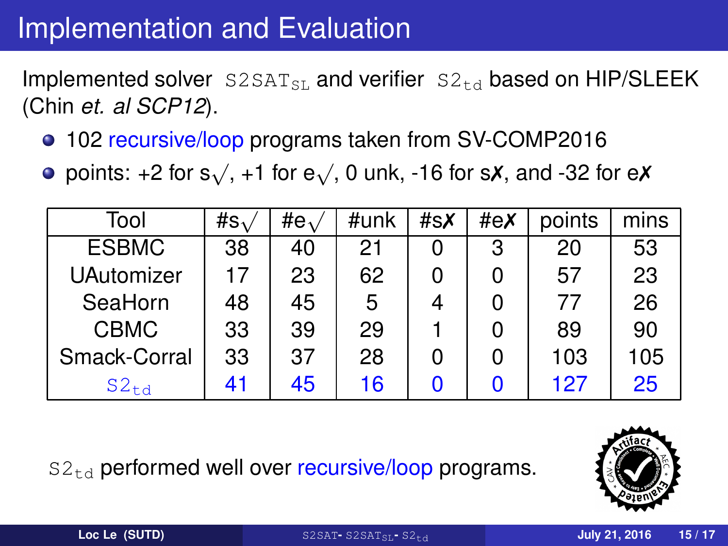# Implementation and Evaluation

Implemented solver $\texttt{S2SAT}_{\texttt{SL}}$ and verifier $\texttt{S2}_{\texttt{td}}$ based on HIP/SLEEK (Chin *et. al SCP12*).

- 102 recursive/loop programs taken from SV-COMP2016
- points: +2 for s$\surd$, +1 for e$\surd$, 0 unk, -16 for s✗, and -32 for e✗

| Tool | #s$\surd$ | #e$\surd$ | #unk | #s✗ | #e✗ | points | mins |
|---|---|---|---|---|---|---|---|
| ESBMC | 38 | 40 | 21 | 0 | 3 | 20 | 53 |
| UAutomizer | 17 | 23 | 62 | 0 | 0 | 57 | 23 |
| SeaHorn | 48 | 45 | 5 | 4 | 0 | 77 | 26 |
| CBMC | 33 | 39 | 29 | 1 | 0 | 89 | 90 |
| Smack-Corral | 33 | 37 | 28 | 0 | 0 | 103 | 105 |
| $\texttt{S2}_{\texttt{td}}$ | 41 | 45 | 16 | 0 | 0 | 127 | 25 |

$\texttt{S2}_{\texttt{td}}$ performed well over recursive/loop programs.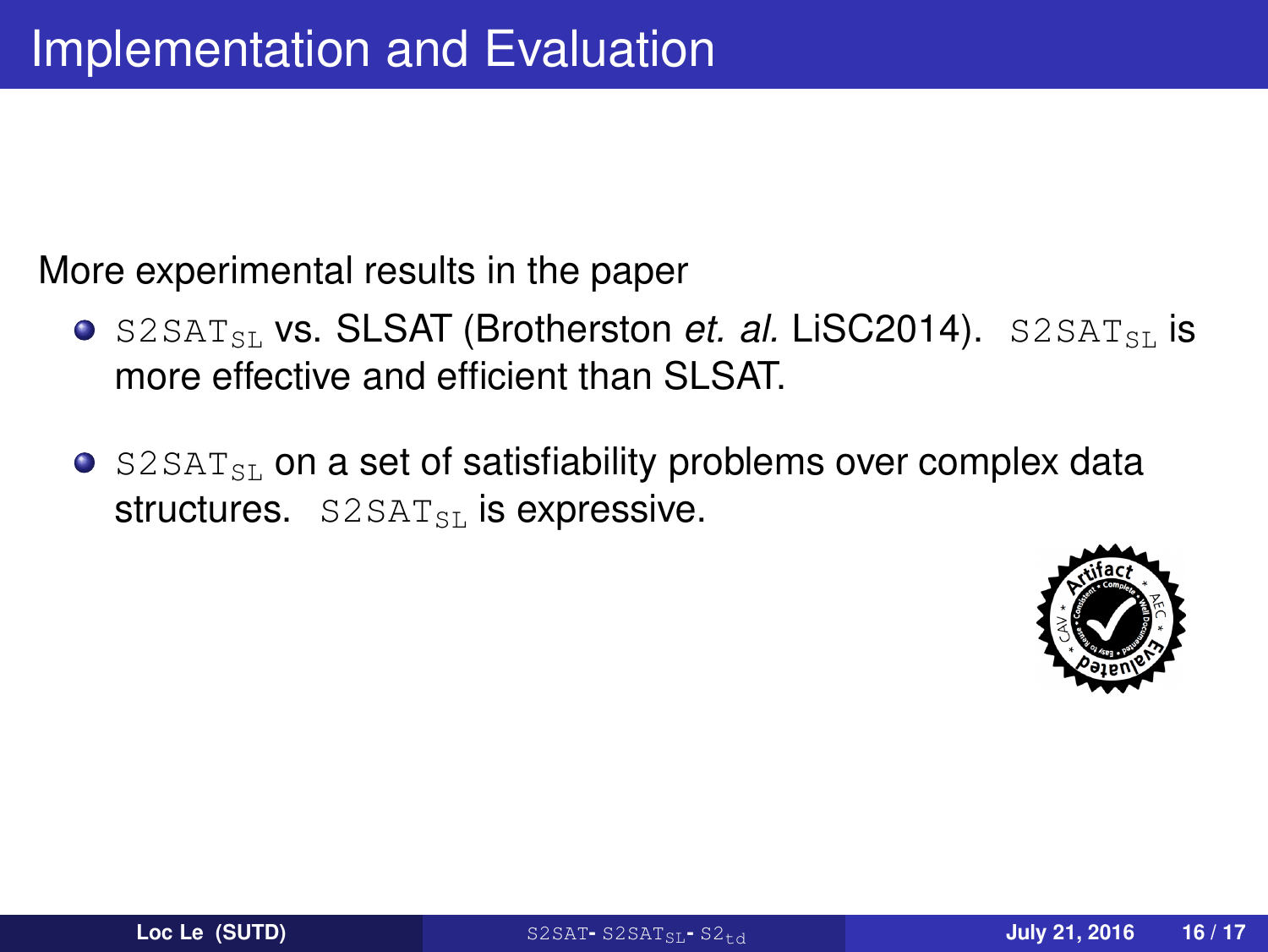# Implementation and Evaluation

More experimental results in the paper

- $\texttt{S2SAT}_{\texttt{SL}}$ vs. SLSAT (Brotherston *et. al.* LiSC2014). $\texttt{S2SAT}_{\texttt{SL}}$ is more effective and efficient than SLSAT.
- $\texttt{S2SAT}_{\texttt{SL}}$ on a set of satisfiability problems over complex data structures. $\texttt{S2SAT}_{\texttt{SL}}$ is expressive.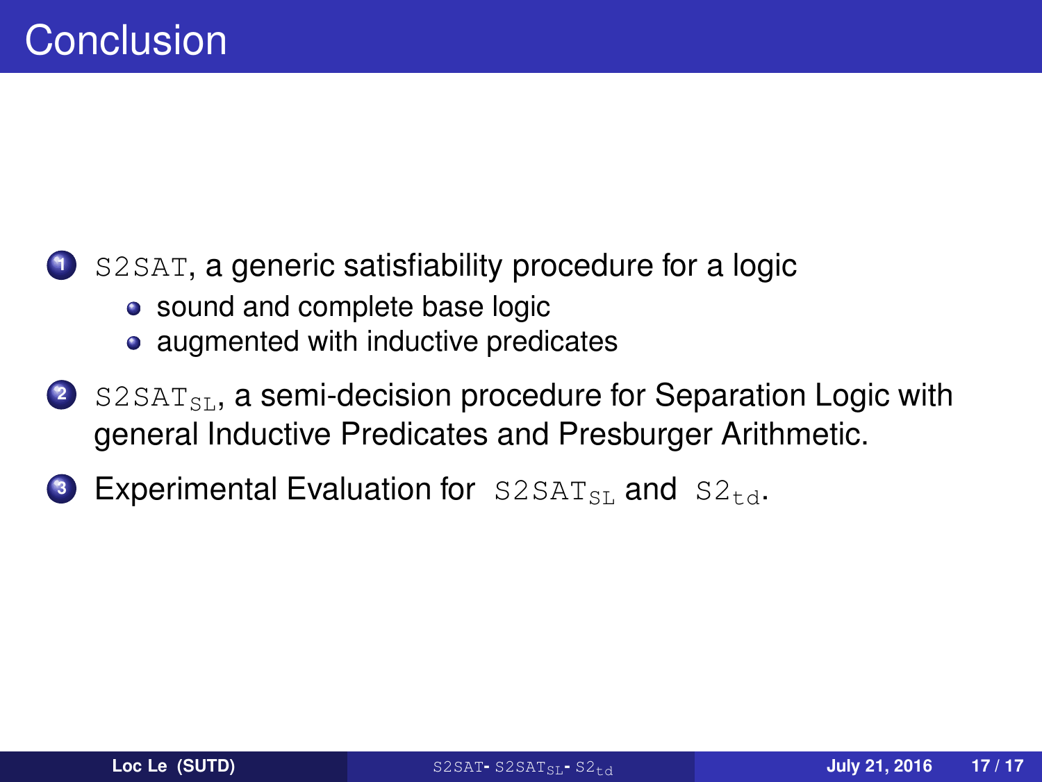# Conclusion

1. S2SAT, a generic satisfiability procedure for a logic
   - sound and complete base logic
   - augmented with inductive predicates
2. $\mathrm{S2SAT}_{\mathrm{SL}}$, a semi-decision procedure for Separation Logic with general Inductive Predicates and Presburger Arithmetic.
3. Experimental Evaluation for $\mathrm{S2SAT}_{\mathrm{SL}}$ and $\mathrm{S2}_{\mathrm{td}}$.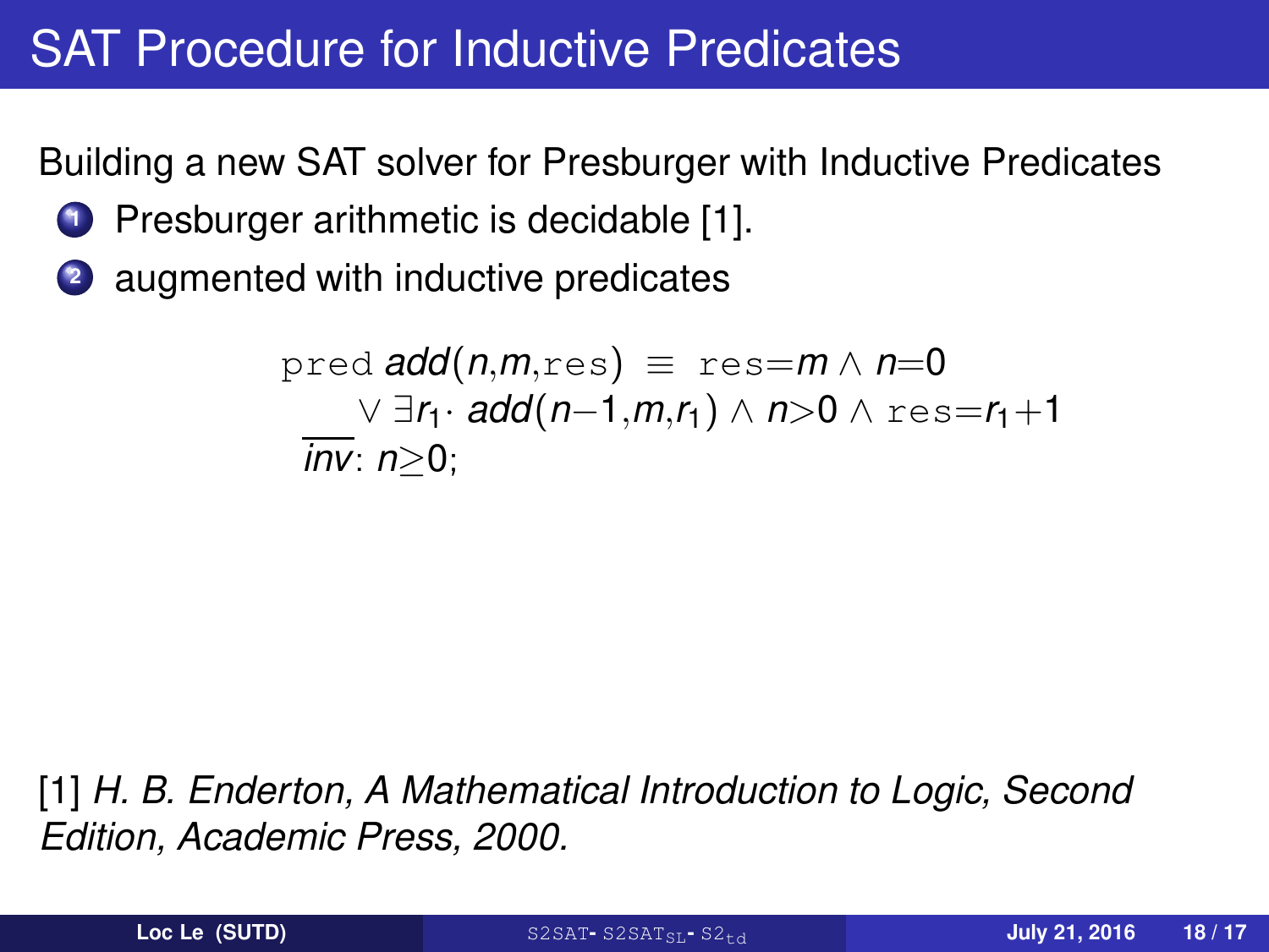# SAT Procedure for Inductive Predicates

Building a new SAT solver for Presburger with Inductive Predicates

1. Presburger arithmetic is decidable [1].
2. augmented with inductive predicates

$$\texttt{pred}\ add(n,m,\texttt{res}) \equiv \texttt{res}{=}m \wedge n{=}0$$
$$\vee\ \exists r_1 \cdot add(n{-}1,m,r_1) \wedge n{>}0 \wedge \texttt{res}{=}r_1{+}1$$
$$\overline{inv}: n{\geq}0;$$

[1] *H. B. Enderton, A Mathematical Introduction to Logic, Second Edition, Academic Press, 2000.*